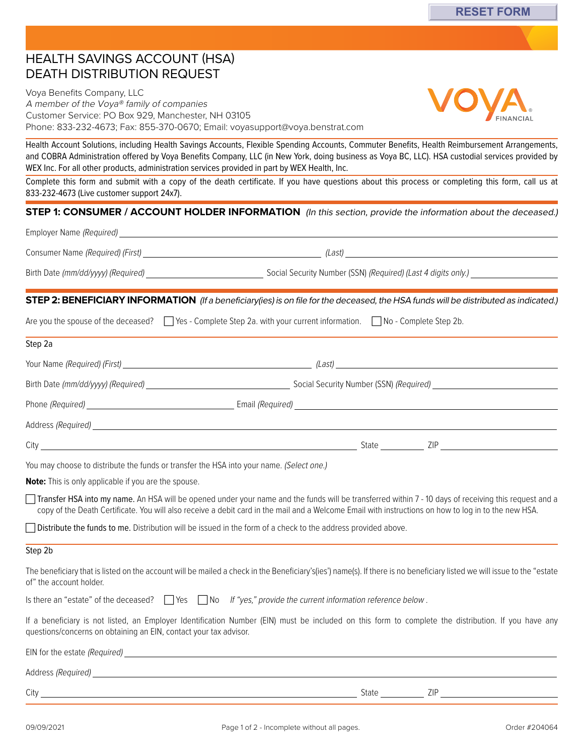RESET FORM

# HEALTH SAVINGS ACCOUNT (HSA) DEATH DISTRIBUTION REQUEST

Voya Benefits Company, LLC
*A member of the Voya® family of companies*
Customer Service: PO Box 929, Manchester, NH 03105
Phone: 833-232-4673; Fax: 855-370-0670; Email: voyasupport@voya.benstrat.com

Health Account Solutions, including Health Savings Accounts, Flexible Spending Accounts, Commuter Benefits, Health Reimbursement Arrangements, and COBRA Administration offered by Voya Benefits Company, LLC (in New York, doing business as Voya BC, LLC). HSA custodial services provided by WEX Inc. For all other products, administration services provided in part by WEX Health, Inc.

Complete this form and submit with a copy of the death certificate. If you have questions about this process or completing this form, call us at 833-232-4673 (Live customer support 24x7).

## STEP 1: CONSUMER / ACCOUNT HOLDER INFORMATION *(In this section, provide the information about the deceased.)*

Employer Name *(Required)* ______________________________

Consumer Name *(Required) (First)* ______________________ *(Last)* ______________________

Birth Date *(mm/dd/yyyy) (Required)* ______________ Social Security Number (SSN) *(Required) (Last 4 digits only.)* ______________

## STEP 2: BENEFICIARY INFORMATION *(If a beneficiary(ies) is on file for the deceased, the HSA funds will be distributed as indicated.)*

Are you the spouse of the deceased? ☐ Yes - Complete Step 2a. with your current information. ☐ No - Complete Step 2b.

### Step 2a

Your Name *(Required) (First)* ______________________ *(Last)* ______________________

Birth Date *(mm/dd/yyyy) (Required)* ______________ Social Security Number (SSN) *(Required)* ______________

Phone *(Required)* ______________ Email *(Required)* ______________________

Address *(Required)* ______________________________

City ______________________ State ________ ZIP ____________

You may choose to distribute the funds or transfer the HSA into your name. *(Select one.)*

**Note:** This is only applicable if you are the spouse.

☐ Transfer HSA into my name. An HSA will be opened under your name and the funds will be transferred within 7 - 10 days of receiving this request and a copy of the Death Certificate. You will also receive a debit card in the mail and a Welcome Email with instructions on how to log in to the new HSA.

☐ Distribute the funds to me. Distribution will be issued in the form of a check to the address provided above.

### Step 2b

The beneficiary that is listed on the account will be mailed a check in the Beneficiary's(ies') name(s). If there is no beneficiary listed we will issue to the "estate of" the account holder.

Is there an "estate" of the deceased? ☐ Yes ☐ No *If "yes," provide the current information reference below .*

If a beneficiary is not listed, an Employer Identification Number (EIN) must be included on this form to complete the distribution. If you have any questions/concerns on obtaining an EIN, contact your tax advisor.

EIN for the estate *(Required)* ______________________________

Address *(Required)* ______________________________

City ______________________ State ________ ZIP ____________

09/09/2021 Order #204064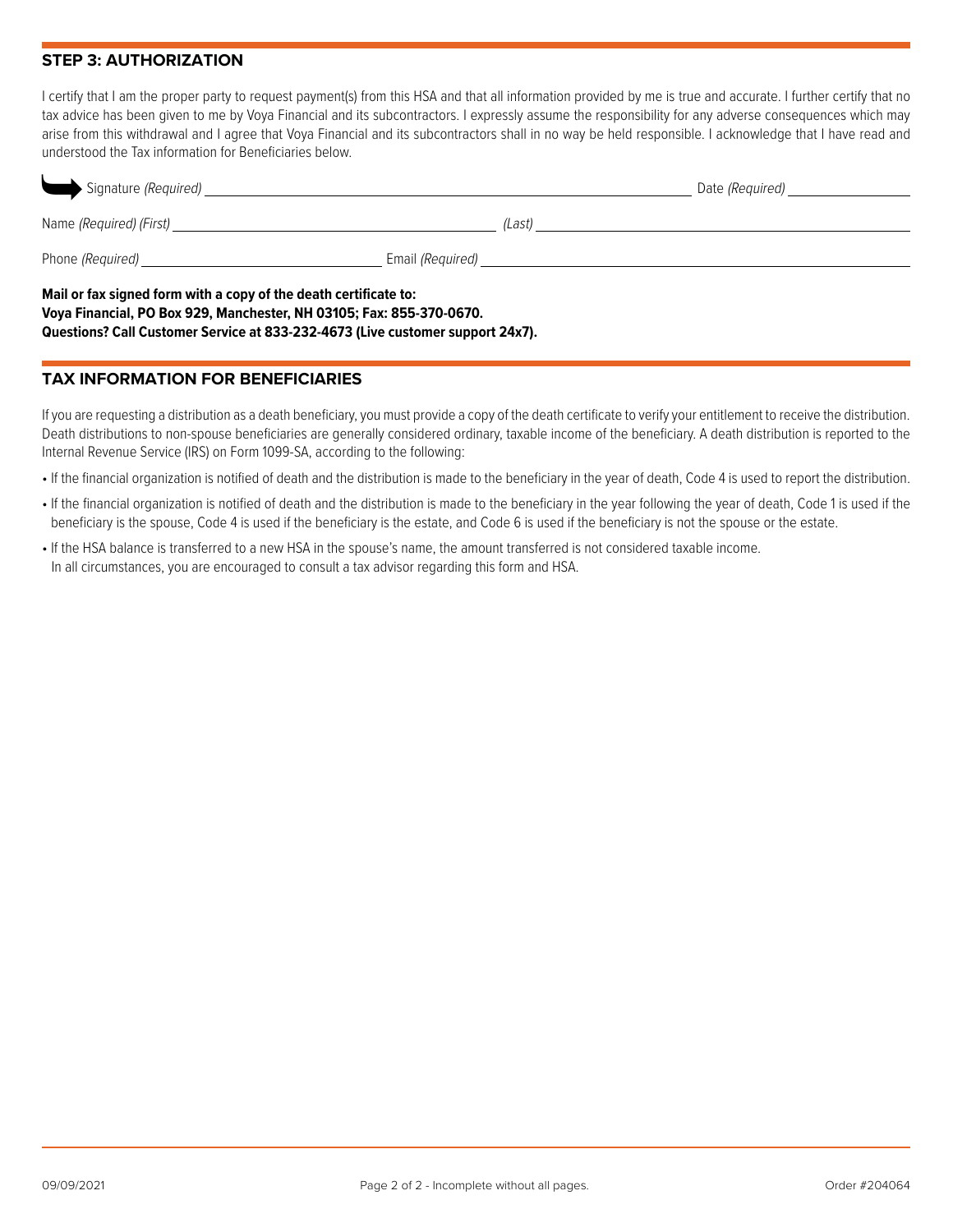## STEP 3: AUTHORIZATION

I certify that I am the proper party to request payment(s) from this HSA and that all information provided by me is true and accurate. I further certify that no tax advice has been given to me by Voya Financial and its subcontractors. I expressly assume the responsibility for any adverse consequences which may arise from this withdrawal and I agree that Voya Financial and its subcontractors shall in no way be held responsible. I acknowledge that I have read and understood the Tax information for Beneficiaries below.

Signature *(Required)* ______________________________ Date *(Required)* ______________

Name *(Required) (First)* ______________________________ *(Last)* ______________________________

Phone *(Required)* ______________________ Email *(Required)* ______________________________

**Mail or fax signed form with a copy of the death certificate to:**
**Voya Financial, PO Box 929, Manchester, NH 03105; Fax: 855-370-0670.**
**Questions? Call Customer Service at 833-232-4673 (Live customer support 24x7).**

## TAX INFORMATION FOR BENEFICIARIES

If you are requesting a distribution as a death beneficiary, you must provide a copy of the death certificate to verify your entitlement to receive the distribution. Death distributions to non-spouse beneficiaries are generally considered ordinary, taxable income of the beneficiary. A death distribution is reported to the Internal Revenue Service (IRS) on Form 1099-SA, according to the following:

- If the financial organization is notified of death and the distribution is made to the beneficiary in the year of death, Code 4 is used to report the distribution.
- If the financial organization is notified of death and the distribution is made to the beneficiary in the year following the year of death, Code 1 is used if the beneficiary is the spouse, Code 4 is used if the beneficiary is the estate, and Code 6 is used if the beneficiary is not the spouse or the estate.
- If the HSA balance is transferred to a new HSA in the spouse's name, the amount transferred is not considered taxable income.
  In all circumstances, you are encouraged to consult a tax advisor regarding this form and HSA.